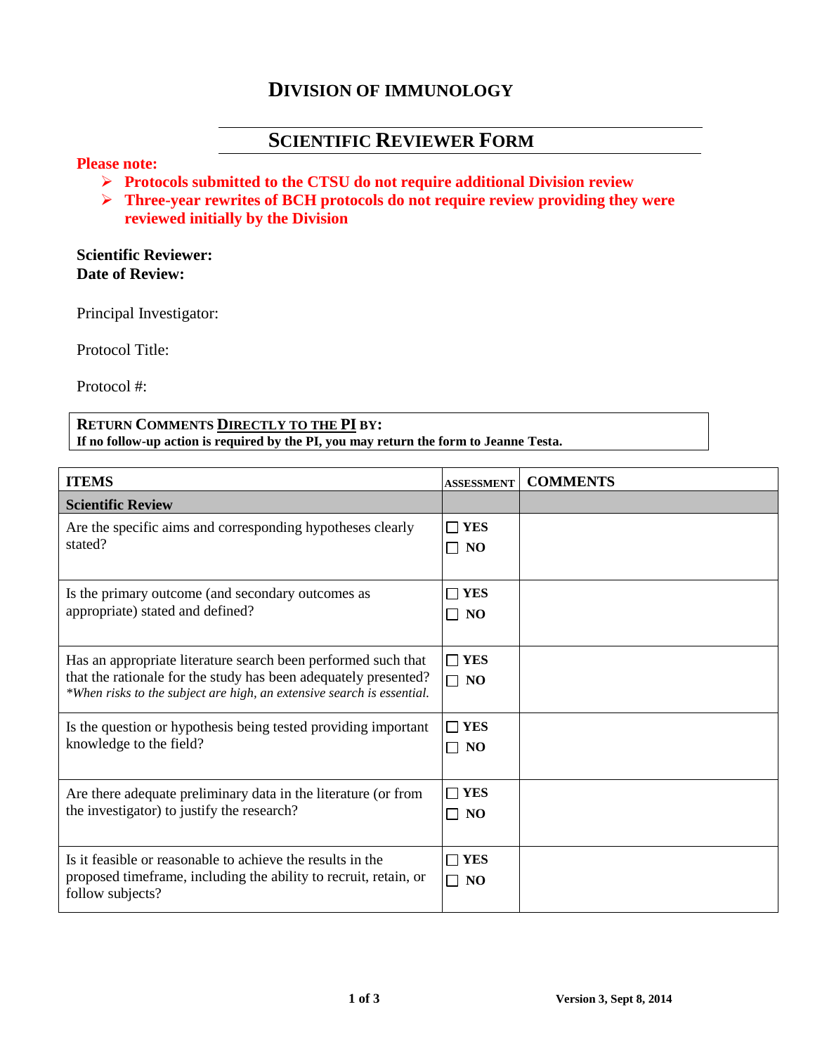# DIVISION OF IMMUNOLOGY

## SCIENTIFIC REVIEWER FORM

**Please note:**

- **Protocols submitted to the CTSU do not require additional Division review**
- **Three-year rewrites of BCH protocols do not require review providing they were reviewed initially by the Division**

**Scientific Reviewer:**
**Date of Review:**

Principal Investigator:

Protocol Title:

Protocol #:

**RETURN COMMENTS DIRECTLY TO THE PI BY:**
**If no follow-up action is required by the PI, you may return the form to Jeanne Testa.**

| ITEMS | ASSESSMENT | COMMENTS |
|---|---|---|
| **Scientific Review** | | |
| Are the specific aims and corresponding hypotheses clearly stated? | ☐ YES<br>☐ NO | |
| Is the primary outcome (and secondary outcomes as appropriate) stated and defined? | ☐ YES<br>☐ NO | |
| Has an appropriate literature search been performed such that that the rationale for the study has been adequately presented? *\*When risks to the subject are high, an extensive search is essential.* | ☐ YES<br>☐ NO | |
| Is the question or hypothesis being tested providing important knowledge to the field? | ☐ YES<br>☐ NO | |
| Are there adequate preliminary data in the literature (or from the investigator) to justify the research? | ☐ YES<br>☐ NO | |
| Is it feasible or reasonable to achieve the results in the proposed timeframe, including the ability to recruit, retain, or follow subjects? | ☐ YES<br>☐ NO | |

Version 3, Sept 8, 2014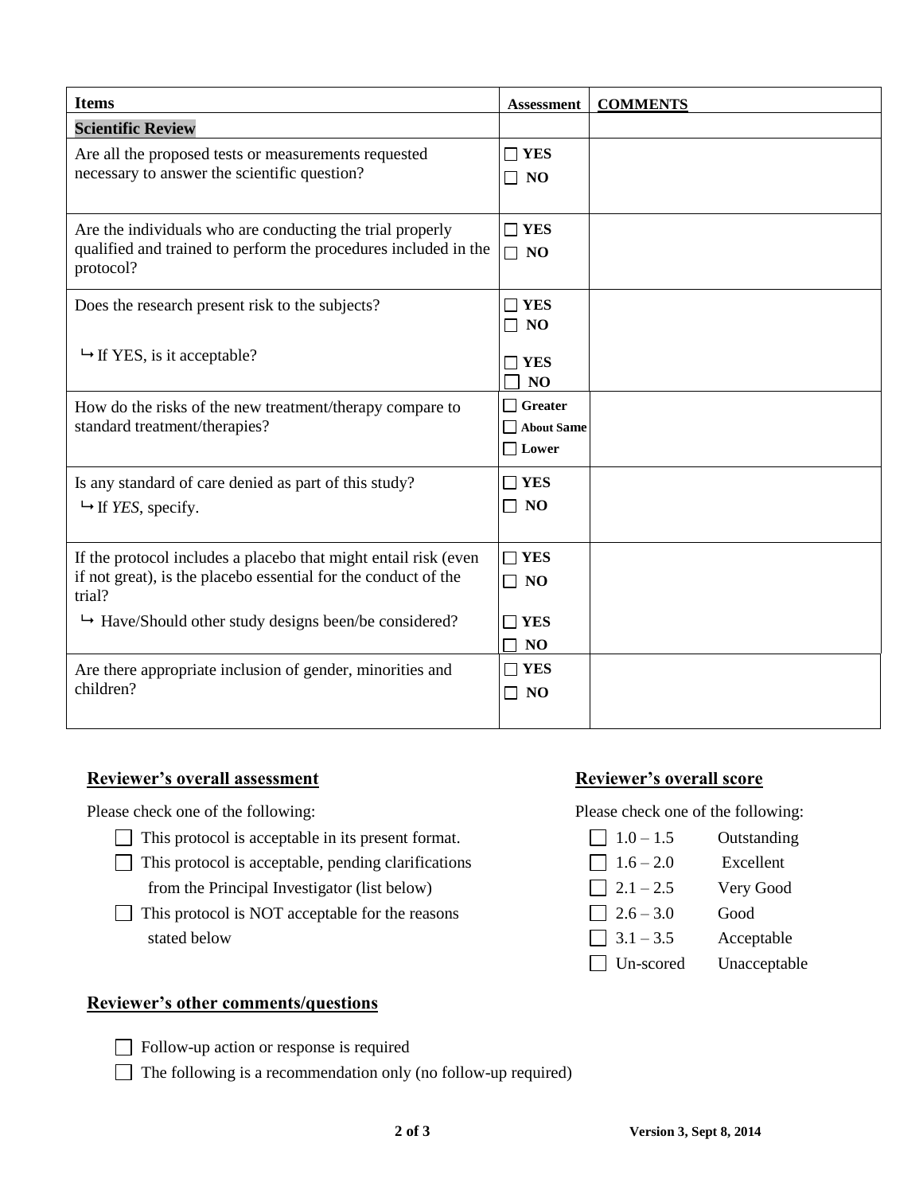| Items | Assessment | COMMENTS |
|---|---|---|
| **Scientific Review** | | |
| Are all the proposed tests or measurements requested necessary to answer the scientific question? | ☐ **YES**<br>☐ **NO** | |
| Are the individuals who are conducting the trial properly qualified and trained to perform the procedures included in the protocol? | ☐ **YES**<br>☐ **NO** | |
| Does the research present risk to the subjects?<br><br>↳ If YES, is it acceptable? | ☐ **YES**<br>☐ **NO**<br><br>☐ **YES**<br>☐ **NO** | |
| How do the risks of the new treatment/therapy compare to standard treatment/therapies? | ☐ **Greater**<br>☐ **About Same**<br>☐ **Lower** | |
| Is any standard of care denied as part of this study?<br>↳ If *YES*, specify. | ☐ **YES**<br>☐ **NO** | |
| If the protocol includes a placebo that might entail risk (even if not great), is the placebo essential for the conduct of the trial?<br>↳ Have/Should other study designs been/be considered? | ☐ **YES**<br>☐ **NO**<br><br>☐ **YES**<br>☐ **NO** | |
| Are there appropriate inclusion of gender, minorities and children? | ☐ **YES**<br>☐ **NO** | |

## Reviewer's overall assessment

Please check one of the following:

- ☐ This protocol is acceptable in its present format.
- ☐ This protocol is acceptable, pending clarifications from the Principal Investigator (list below)
- ☐ This protocol is NOT acceptable for the reasons stated below

## Reviewer's overall score

Please check one of the following:

- ☐ 1.0 – 1.5 Outstanding
- ☐ 1.6 – 2.0 Excellent
- ☐ 2.1 – 2.5 Very Good
- ☐ 2.6 – 3.0 Good
- ☐ 3.1 – 3.5 Acceptable
- ☐ Un-scored Unacceptable

## Reviewer's other comments/questions

- ☐ Follow-up action or response is required
- ☐ The following is a recommendation only (no follow-up required)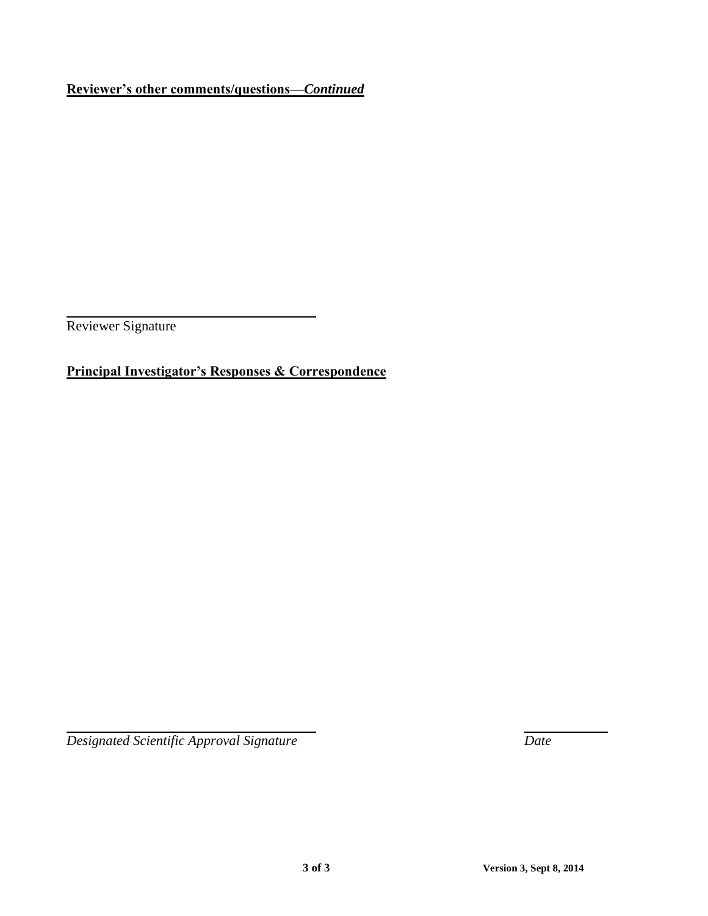**Reviewer's other comments/questions—*Continued***

\_\_\_\_\_\_\_\_\_\_\_\_\_\_\_\_\_\_\_\_\_\_\_\_\_\_\_\_\_\_\_\_\_\_\_
Reviewer Signature

**Principal Investigator's Responses & Correspondence**

\_\_\_\_\_\_\_\_\_\_\_\_\_\_\_\_\_\_\_\_\_\_\_\_\_\_\_\_\_\_\_\_\_\_\_ \_\_\_\_\_\_\_\_\_\_\_\_
*Designated Scientific Approval Signature* *Date*